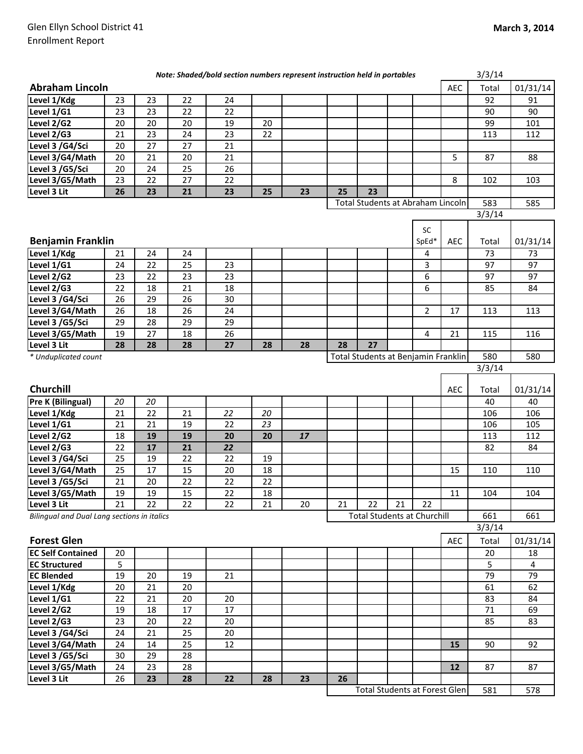Glen Ellyn School District 41
Enrollment Report

**March 3, 2014**

***Note: Shaded/bold section numbers represent instruction held in portables***

| Abraham Lincoln | | | | | | | | | | | AEC | Total 3/3/14 | 01/31/14 |
|---|---|---|---|---|---|---|---|---|---|---|---|---|---|
| Level 1/Kdg | 23 | 23 | 22 | 24 | | | | | | | | 92 | 91 |
| Level 1/G1 | 23 | 23 | 22 | 22 | | | | | | | | 90 | 90 |
| Level 2/G2 | 20 | 20 | 20 | 19 | 20 | | | | | | | 99 | 101 |
| Level 2/G3 | 21 | 23 | 24 | 23 | 22 | | | | | | | 113 | 112 |
| Level 3 /G4/Sci | 20 | 27 | 27 | 21 | | | | | | | | | |
| Level 3/G4/Math | 20 | 21 | 20 | 21 | | | | | | | 5 | 87 | 88 |
| Level 3 /G5/Sci | 20 | 24 | 25 | 26 | | | | | | | | | |
| Level 3/G5/Math | 23 | 22 | 27 | 22 | | | | | | | 8 | 102 | 103 |
| Level 3 Lit | **26** | **23** | **21** | **23** | **25** | **23** | **25** | **23** | | | | | |
| | | | | | | | | | | | Total Students at Abraham Lincoln | 583 | 585 |

| Benjamin Franklin | | | | | | | | | | SC SpEd* | AEC | Total 3/3/14 | 01/31/14 |
|---|---|---|---|---|---|---|---|---|---|---|---|---|---|
| Level 1/Kdg | 21 | 24 | 24 | | | | | | | 4 | | 73 | 73 |
| Level 1/G1 | 24 | 22 | 25 | 23 | | | | | | 3 | | 97 | 97 |
| Level 2/G2 | 23 | 22 | 23 | 23 | | | | | | 6 | | 97 | 97 |
| Level 2/G3 | 22 | 18 | 21 | 18 | | | | | | 6 | | 85 | 84 |
| Level 3 /G4/Sci | 26 | 29 | 26 | 30 | | | | | | | | | |
| Level 3/G4/Math | 26 | 18 | 26 | 24 | | | | | | 2 | 17 | 113 | 113 |
| Level 3 /G5/Sci | 29 | 28 | 29 | 29 | | | | | | | | | |
| Level 3/G5/Math | 19 | 27 | 18 | 26 | | | | | | 4 | 21 | 115 | 116 |
| Level 3 Lit | **28** | **28** | **28** | **27** | **28** | **28** | **28** | **27** | | | | | |
| | | | | | | | | | | | Total Students at Benjamin Franklin | 580 | 580 |

*\* Unduplicated count*

| Churchill | | | | | | | | | | | AEC | Total 3/3/14 | 01/31/14 |
|---|---|---|---|---|---|---|---|---|---|---|---|---|---|
| Pre K (Bilingual) | *20* | *20* | | | | | | | | | | 40 | 40 |
| Level 1/Kdg | 21 | 22 | 21 | *22* | *20* | | | | | | | 106 | 106 |
| Level 1/G1 | 21 | 21 | 19 | 22 | *23* | | | | | | | 106 | 105 |
| Level 2/G2 | 18 | **19** | **19** | **20** | **20** | ***17*** | | | | | | 113 | 112 |
| Level 2/G3 | 22 | **17** | **21** | ***22*** | | | | | | | | 82 | 84 |
| Level 3 /G4/Sci | 25 | 19 | 22 | 22 | 19 | | | | | | | | |
| Level 3/G4/Math | 25 | 17 | 15 | 20 | 18 | | | | | | 15 | 110 | 110 |
| Level 3 /G5/Sci | 21 | 20 | 22 | 22 | 22 | | | | | | | | |
| Level 3/G5/Math | 19 | 19 | 15 | 22 | 18 | | | | | | 11 | 104 | 104 |
| Level 3 Lit | 21 | 22 | 22 | 22 | 21 | 20 | 21 | 22 | 21 | 22 | | | |
| | | | | | | | | | | | Total Students at Churchill | 661 | 661 |

*Bilingual and Dual Lang sections in italics*

| Forest Glen | | | | | | | | | | | AEC | Total 3/3/14 | 01/31/14 |
|---|---|---|---|---|---|---|---|---|---|---|---|---|---|
| EC Self Contained | 20 | | | | | | | | | | | 20 | 18 |
| EC Structured | 5 | | | | | | | | | | | 5 | 4 |
| EC Blended | 19 | 20 | 19 | 21 | | | | | | | | 79 | 79 |
| Level 1/Kdg | 20 | 21 | 20 | | | | | | | | | 61 | 62 |
| Level 1/G1 | 22 | 21 | 20 | 20 | | | | | | | | 83 | 84 |
| Level 2/G2 | 19 | 18 | 17 | 17 | | | | | | | | 71 | 69 |
| Level 2/G3 | 23 | 20 | 22 | 20 | | | | | | | | 85 | 83 |
| Level 3 /G4/Sci | 24 | 21 | 25 | 20 | | | | | | | | | |
| Level 3/G4/Math | 24 | 14 | 25 | 12 | | | | | | | **15** | 90 | 92 |
| Level 3 /G5/Sci | 30 | 29 | 28 | | | | | | | | | | |
| Level 3/G5/Math | 24 | 23 | 28 | | | | | | | | **12** | 87 | 87 |
| Level 3 Lit | 26 | **23** | **28** | **22** | **28** | **23** | 26 | | | | | | |
| | | | | | | | | | | | Total Students at Forest Glen | 581 | 578 |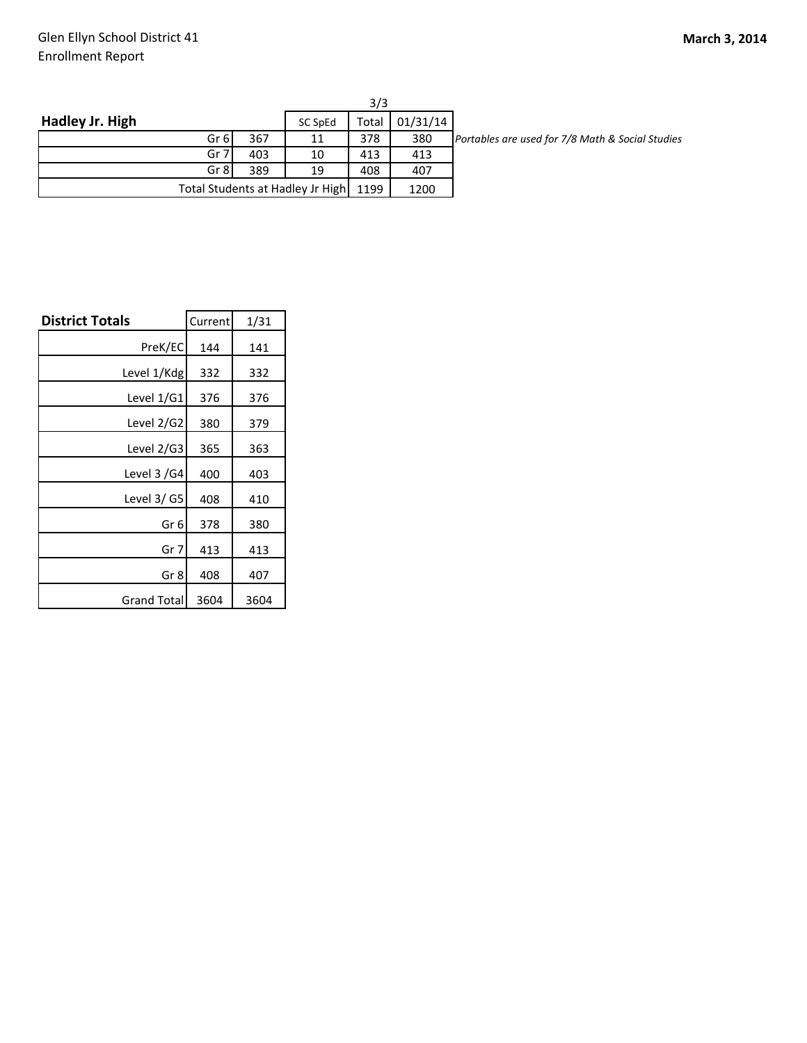Glen Ellyn School District 41
Enrollment Report

**March 3, 2014**

| Hadley Jr. High | | SC SpEd | 3/3 Total | 01/31/14 |
|---|---|---|---|---|
| Gr 6 | 367 | 11 | 378 | 380 |
| Gr 7 | 403 | 10 | 413 | 413 |
| Gr 8 | 389 | 19 | 408 | 407 |
| Total Students at Hadley Jr High | | | 1199 | 1200 |

*Portables are used for 7/8 Math & Social Studies*

| District Totals | Current | 1/31 |
|---|---|---|
| PreK/EC | 144 | 141 |
| Level 1/Kdg | 332 | 332 |
| Level 1/G1 | 376 | 376 |
| Level 2/G2 | 380 | 379 |
| Level 2/G3 | 365 | 363 |
| Level 3 /G4 | 400 | 403 |
| Level 3/ G5 | 408 | 410 |
| Gr 6 | 378 | 380 |
| Gr 7 | 413 | 413 |
| Gr 8 | 408 | 407 |
| Grand Total | 3604 | 3604 |